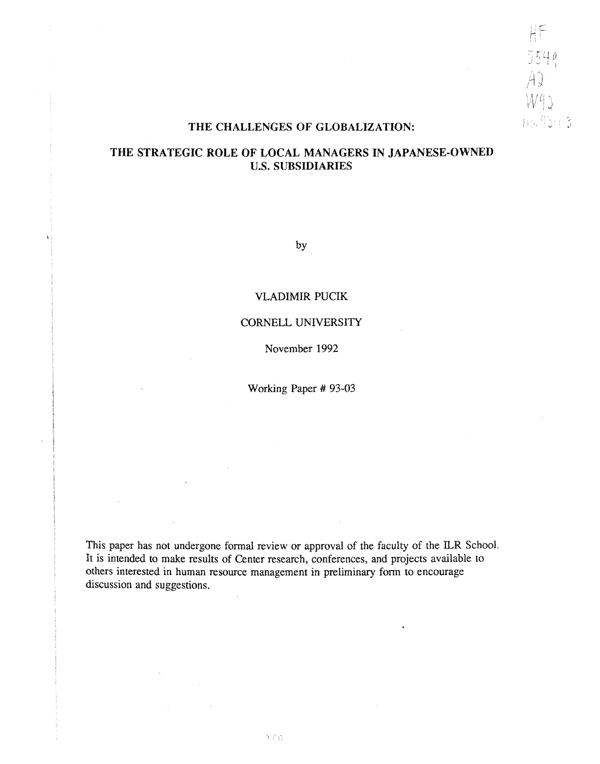# THE CHALLENGES OF GLOBALIZATION:

## THE STRATEGIC ROLE OF LOCAL MANAGERS IN JAPANESE-OWNED U.S. SUBSIDIARIES

by

VLADIMIR PUCIK

CORNELL UNIVERSITY

November 1992

Working Paper # 93-03

This paper has not undergone formal review or approval of the faculty of the ILR School. It is intended to make results of Center research, conferences, and projects available to others interested in human resource management in preliminary form to encourage discussion and suggestions.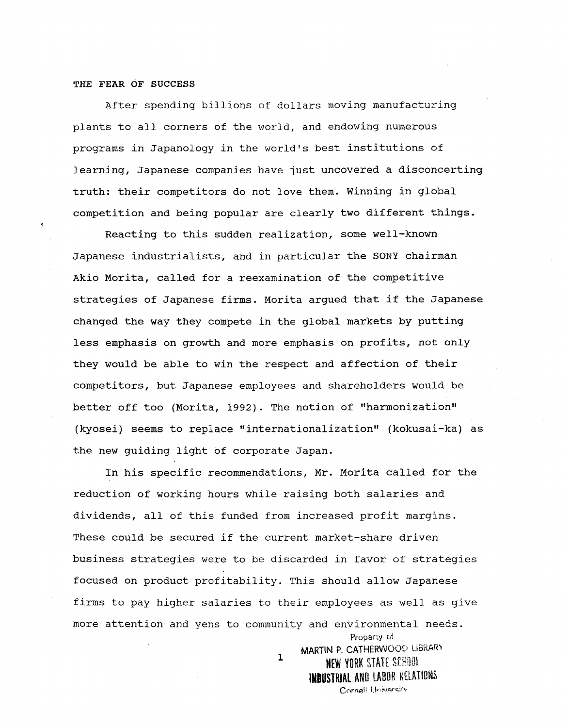## THE FEAR OF SUCCESS

After spending billions of dollars moving manufacturing plants to all corners of the world, and endowing numerous programs in Japanology in the world's best institutions of learning, Japanese companies have just uncovered a disconcerting truth: their competitors do not love them. Winning in global competition and being popular are clearly two different things.

Reacting to this sudden realization, some well-known Japanese industrialists, and in particular the SONY chairman Akio Morita, called for a reexamination of the competitive strategies of Japanese firms. Morita argued that if the Japanese changed the way they compete in the global markets by putting less emphasis on growth and more emphasis on profits, not only they would be able to win the respect and affection of their competitors, but Japanese employees and shareholders would be better off too (Morita, 1992). The notion of "harmonization" (kyosei) seems to replace "internationalization" (kokusai-ka) as the new guiding light of corporate Japan.

In his specific recommendations, Mr. Morita called for the reduction of working hours while raising both salaries and dividends, all of this funded from increased profit margins. These could be secured if the current market-share driven business strategies were to be discarded in favor of strategies focused on product profitability. This should allow Japanese firms to pay higher salaries to their employees as well as give more attention and yens to community and environmental needs.

Property of
MARTIN P. CATHERWOOD LIBRARY
NEW YORK STATE SCHOOL
INDUSTRIAL AND LABOR RELATIONS
Cornell University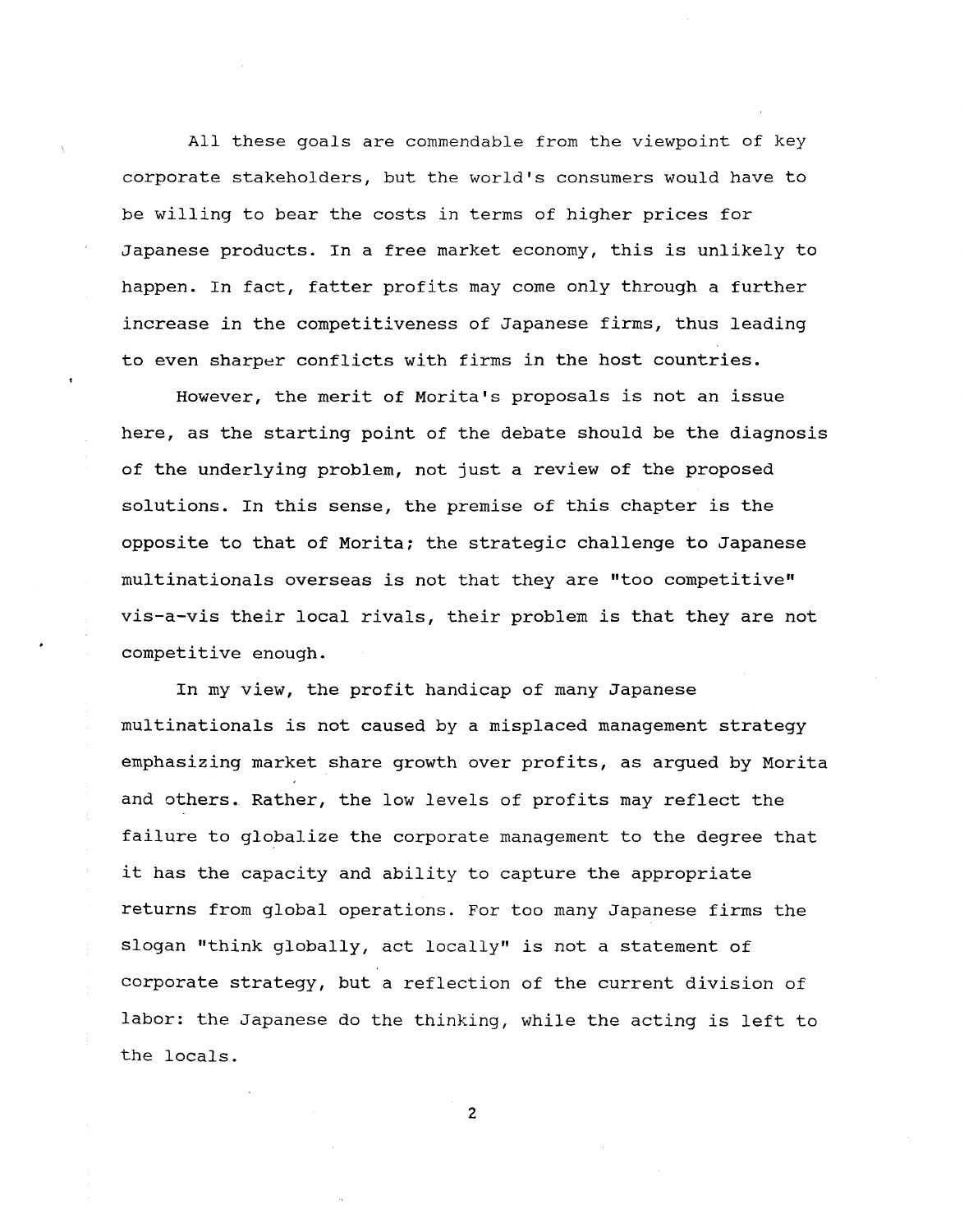All these goals are commendable from the viewpoint of key corporate stakeholders, but the world's consumers would have to be willing to bear the costs in terms of higher prices for Japanese products. In a free market economy, this is unlikely to happen. In fact, fatter profits may come only through a further increase in the competitiveness of Japanese firms, thus leading to even sharper conflicts with firms in the host countries.

However, the merit of Morita's proposals is not an issue here, as the starting point of the debate should be the diagnosis of the underlying problem, not just a review of the proposed solutions. In this sense, the premise of this chapter is the opposite to that of Morita; the strategic challenge to Japanese multinationals overseas is not that they are "too competitive" vis-a-vis their local rivals, their problem is that they are not competitive enough.

In my view, the profit handicap of many Japanese multinationals is not caused by a misplaced management strategy emphasizing market share growth over profits, as argued by Morita and others. Rather, the low levels of profits may reflect the failure to globalize the corporate management to the degree that it has the capacity and ability to capture the appropriate returns from global operations. For too many Japanese firms the slogan "think globally, act locally" is not a statement of corporate strategy, but a reflection of the current division of labor: the Japanese do the thinking, while the acting is left to the locals.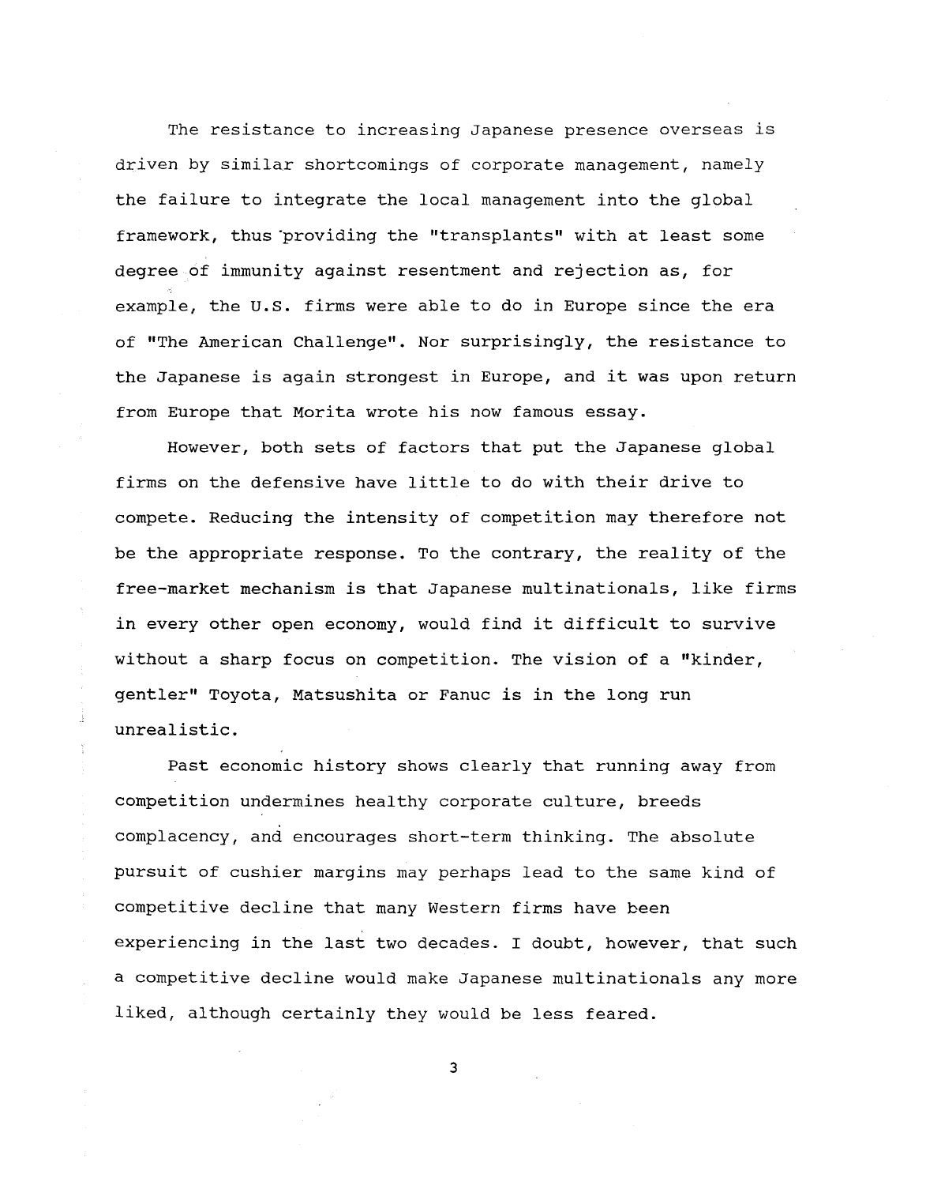The resistance to increasing Japanese presence overseas is driven by similar shortcomings of corporate management, namely the failure to integrate the local management into the global framework, thus providing the "transplants" with at least some degree of immunity against resentment and rejection as, for example, the U.S. firms were able to do in Europe since the era of "The American Challenge". Nor surprisingly, the resistance to the Japanese is again strongest in Europe, and it was upon return from Europe that Morita wrote his now famous essay.

However, both sets of factors that put the Japanese global firms on the defensive have little to do with their drive to compete. Reducing the intensity of competition may therefore not be the appropriate response. To the contrary, the reality of the free-market mechanism is that Japanese multinationals, like firms in every other open economy, would find it difficult to survive without a sharp focus on competition. The vision of a "kinder, gentler" Toyota, Matsushita or Fanuc is in the long run unrealistic.

Past economic history shows clearly that running away from competition undermines healthy corporate culture, breeds complacency, and encourages short-term thinking. The absolute pursuit of cushier margins may perhaps lead to the same kind of competitive decline that many Western firms have been experiencing in the last two decades. I doubt, however, that such a competitive decline would make Japanese multinationals any more liked, although certainly they would be less feared.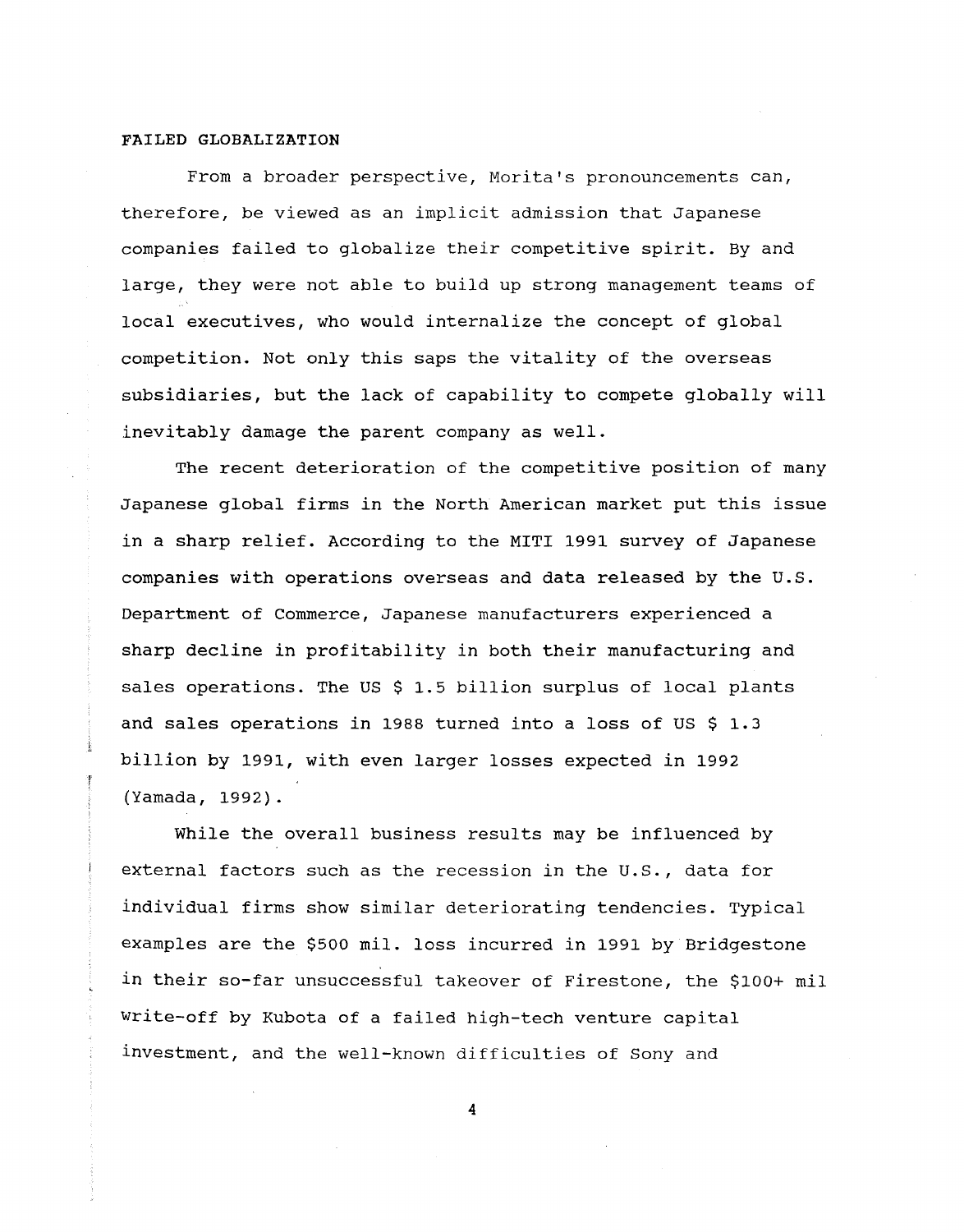## FAILED GLOBALIZATION

From a broader perspective, Morita's pronouncements can, therefore, be viewed as an implicit admission that Japanese companies failed to globalize their competitive spirit. By and large, they were not able to build up strong management teams of local executives, who would internalize the concept of global competition. Not only this saps the vitality of the overseas subsidiaries, but the lack of capability to compete globally will inevitably damage the parent company as well.

The recent deterioration of the competitive position of many Japanese global firms in the North American market put this issue in a sharp relief. According to the MITI 1991 survey of Japanese companies with operations overseas and data released by the U.S. Department of Commerce, Japanese manufacturers experienced a sharp decline in profitability in both their manufacturing and sales operations. The US $ 1.5 billion surplus of local plants and sales operations in 1988 turned into a loss of US $ 1.3 billion by 1991, with even larger losses expected in 1992 (Yamada, 1992).

While the overall business results may be influenced by external factors such as the recession in the U.S., data for individual firms show similar deteriorating tendencies. Typical examples are the $500 mil. loss incurred in 1991 by Bridgestone in their so-far unsuccessful takeover of Firestone, the $100+ mil write-off by Kubota of a failed high-tech venture capital investment, and the well-known difficulties of Sony and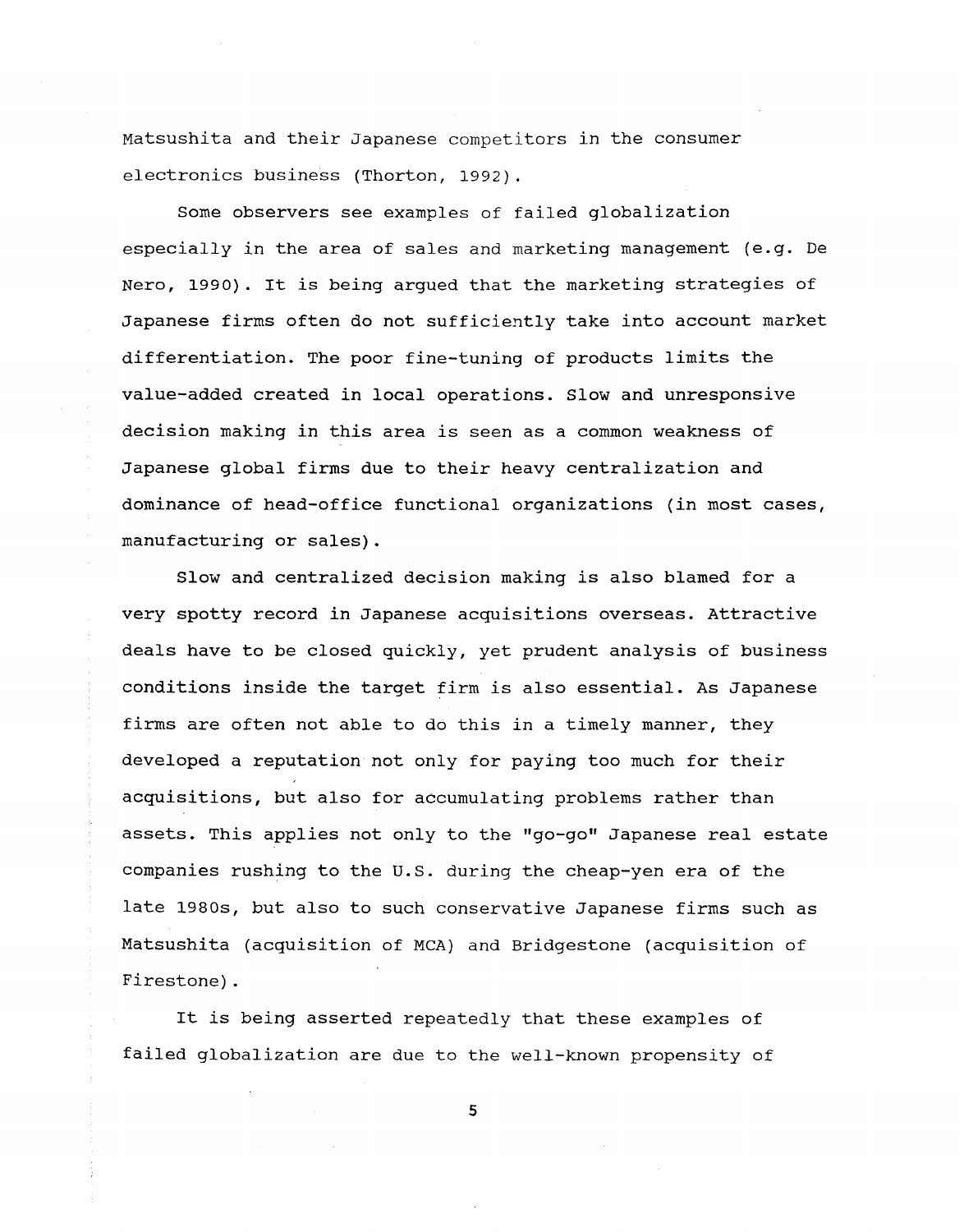Matsushita and their Japanese competitors in the consumer electronics business (Thorton, 1992).

Some observers see examples of failed globalization especially in the area of sales and marketing management (e.g. De Nero, 1990). It is being argued that the marketing strategies of Japanese firms often do not sufficiently take into account market differentiation. The poor fine-tuning of products limits the value-added created in local operations. Slow and unresponsive decision making in this area is seen as a common weakness of Japanese global firms due to their heavy centralization and dominance of head-office functional organizations (in most cases, manufacturing or sales).

Slow and centralized decision making is also blamed for a very spotty record in Japanese acquisitions overseas. Attractive deals have to be closed quickly, yet prudent analysis of business conditions inside the target firm is also essential. As Japanese firms are often not able to do this in a timely manner, they developed a reputation not only for paying too much for their acquisitions, but also for accumulating problems rather than assets. This applies not only to the "go-go" Japanese real estate companies rushing to the U.S. during the cheap-yen era of the late 1980s, but also to such conservative Japanese firms such as Matsushita (acquisition of MCA) and Bridgestone (acquisition of Firestone).

It is being asserted repeatedly that these examples of failed globalization are due to the well-known propensity of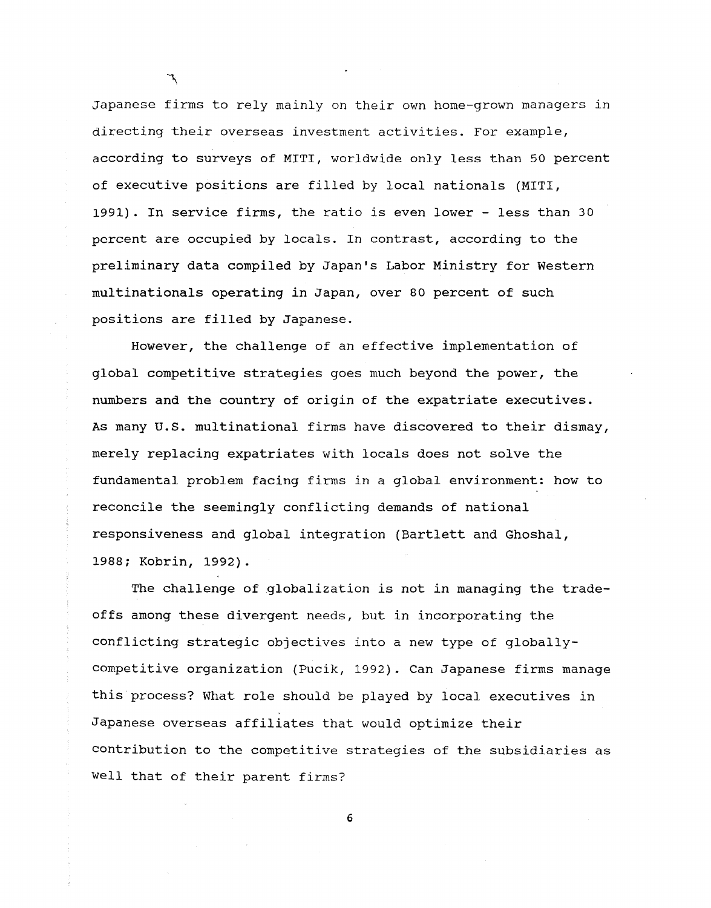Japanese firms to rely mainly on their own home-grown managers in directing their overseas investment activities. For example, according to surveys of MITI, worldwide only less than 50 percent of executive positions are filled by local nationals (MITI, 1991). In service firms, the ratio is even lower - less than 30 percent are occupied by locals. In contrast, according to the preliminary data compiled by Japan's Labor Ministry for Western multinationals operating in Japan, over 80 percent of such positions are filled by Japanese.

However, the challenge of an effective implementation of global competitive strategies goes much beyond the power, the numbers and the country of origin of the expatriate executives. As many U.S. multinational firms have discovered to their dismay, merely replacing expatriates with locals does not solve the fundamental problem facing firms in a global environment: how to reconcile the seemingly conflicting demands of national responsiveness and global integration (Bartlett and Ghoshal, 1988; Kobrin, 1992).

The challenge of globalization is not in managing the trade-offs among these divergent needs, but in incorporating the conflicting strategic objectives into a new type of globally-competitive organization (Pucik, 1992). Can Japanese firms manage this process? What role should be played by local executives in Japanese overseas affiliates that would optimize their contribution to the competitive strategies of the subsidiaries as well that of their parent firms?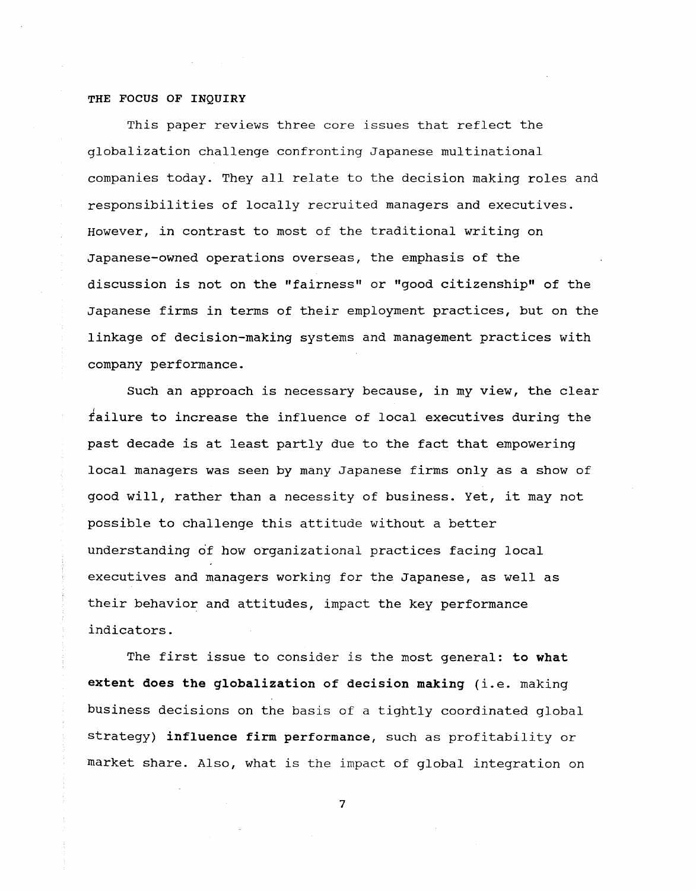## THE FOCUS OF INQUIRY

This paper reviews three core issues that reflect the globalization challenge confronting Japanese multinational companies today. They all relate to the decision making roles and responsibilities of locally recruited managers and executives. However, in contrast to most of the traditional writing on Japanese-owned operations overseas, the emphasis of the discussion is not on the "fairness" or "good citizenship" of the Japanese firms in terms of their employment practices, but on the linkage of decision-making systems and management practices with company performance.

Such an approach is necessary because, in my view, the clear failure to increase the influence of local executives during the past decade is at least partly due to the fact that empowering local managers was seen by many Japanese firms only as a show of good will, rather than a necessity of business. Yet, it may not possible to challenge this attitude without a better understanding of how organizational practices facing local executives and managers working for the Japanese, as well as their behavior and attitudes, impact the key performance indicators.

The first issue to consider is the most general: **to what extent does the globalization of decision making** (i.e. making business decisions on the basis of a tightly coordinated global strategy) **influence firm performance**, such as profitability or market share. Also, what is the impact of global integration on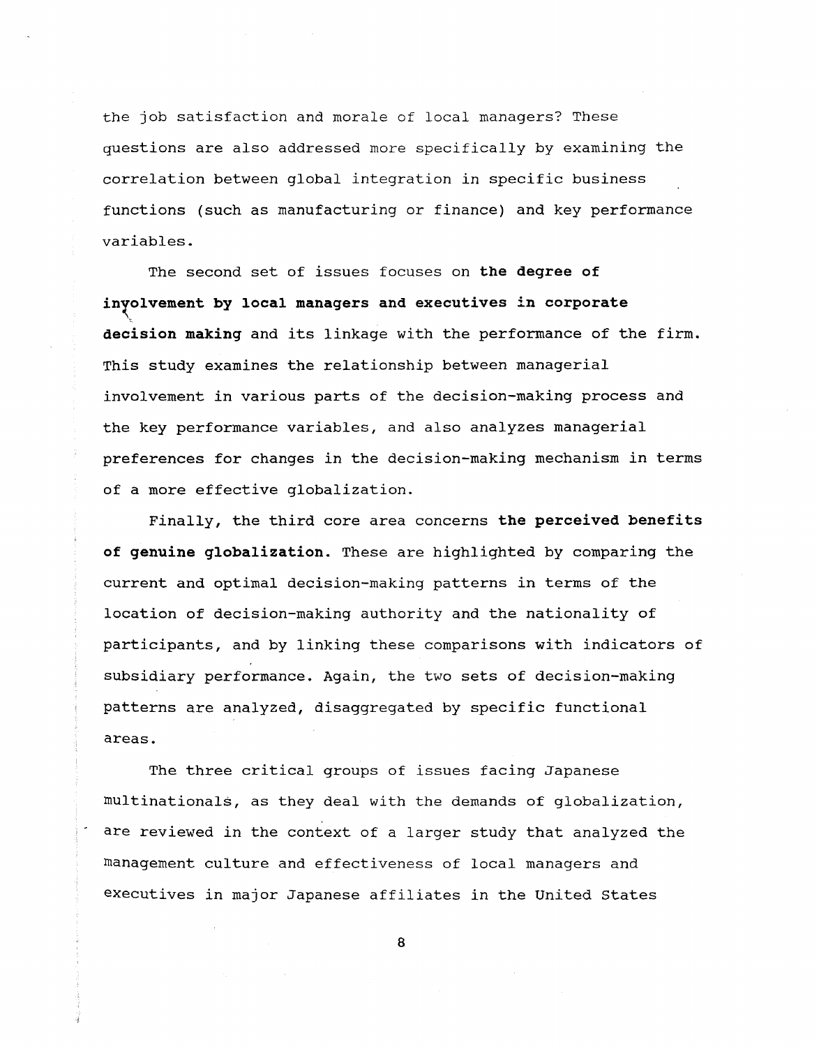the job satisfaction and morale of local managers? These questions are also addressed more specifically by examining the correlation between global integration in specific business functions (such as manufacturing or finance) and key performance variables.

The second set of issues focuses on **the degree of involvement by local managers and executives in corporate decision making** and its linkage with the performance of the firm. This study examines the relationship between managerial involvement in various parts of the decision-making process and the key performance variables, and also analyzes managerial preferences for changes in the decision-making mechanism in terms of a more effective globalization.

Finally, the third core area concerns **the perceived benefits of genuine globalization.** These are highlighted by comparing the current and optimal decision-making patterns in terms of the location of decision-making authority and the nationality of participants, and by linking these comparisons with indicators of subsidiary performance. Again, the two sets of decision-making patterns are analyzed, disaggregated by specific functional areas.

The three critical groups of issues facing Japanese multinationals, as they deal with the demands of globalization, are reviewed in the context of a larger study that analyzed the management culture and effectiveness of local managers and executives in major Japanese affiliates in the United States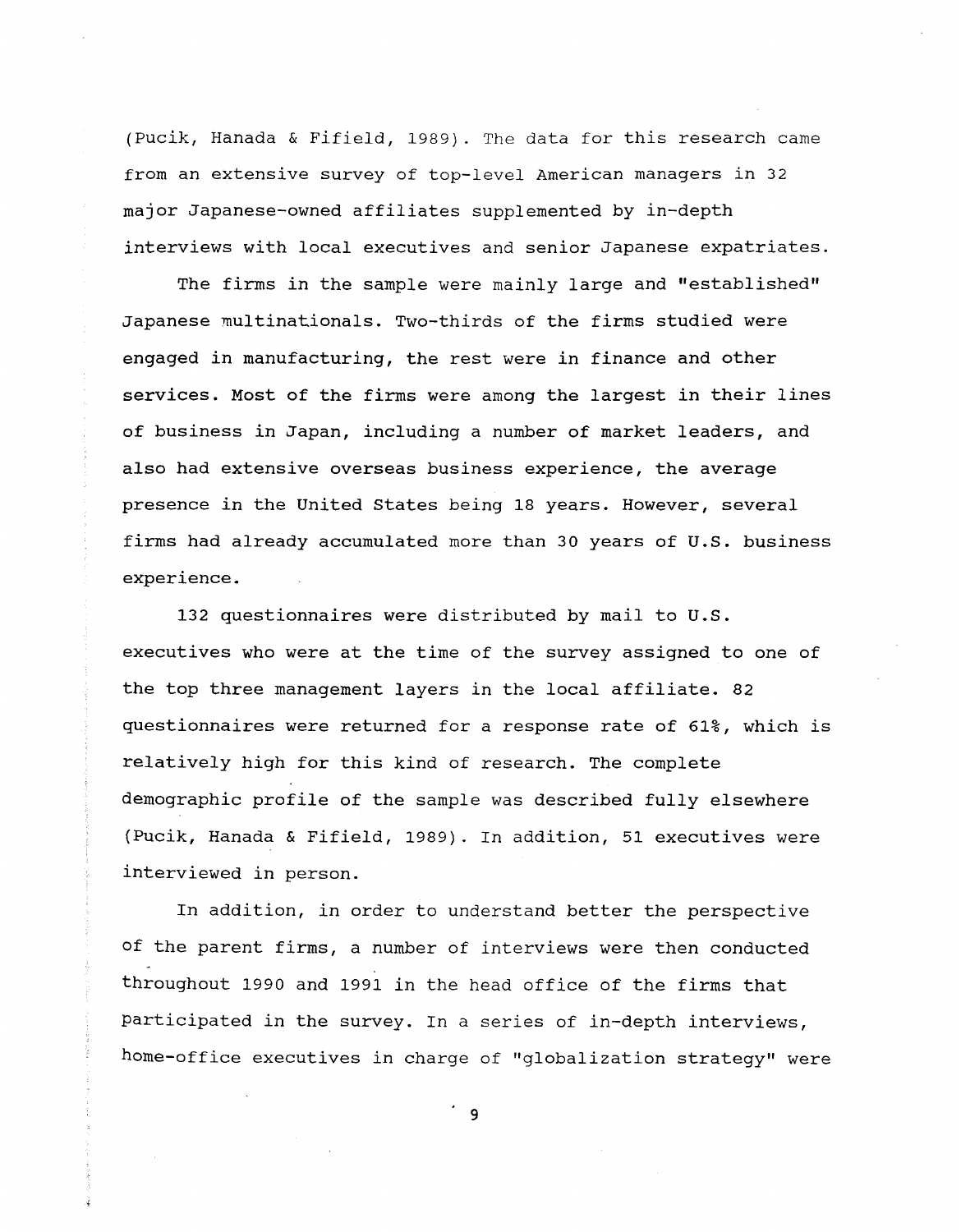(Pucik, Hanada & Fifield, 1989). The data for this research came from an extensive survey of top-level American managers in 32 major Japanese-owned affiliates supplemented by in-depth interviews with local executives and senior Japanese expatriates.

The firms in the sample were mainly large and "established" Japanese multinationals. Two-thirds of the firms studied were engaged in manufacturing, the rest were in finance and other services. Most of the firms were among the largest in their lines of business in Japan, including a number of market leaders, and also had extensive overseas business experience, the average presence in the United States being 18 years. However, several firms had already accumulated more than 30 years of U.S. business experience.

132 questionnaires were distributed by mail to U.S. executives who were at the time of the survey assigned to one of the top three management layers in the local affiliate. 82 questionnaires were returned for a response rate of 61%, which is relatively high for this kind of research. The complete demographic profile of the sample was described fully elsewhere (Pucik, Hanada & Fifield, 1989). In addition, 51 executives were interviewed in person.

In addition, in order to understand better the perspective of the parent firms, a number of interviews were then conducted throughout 1990 and 1991 in the head office of the firms that participated in the survey. In a series of in-depth interviews, home-office executives in charge of "globalization strategy" were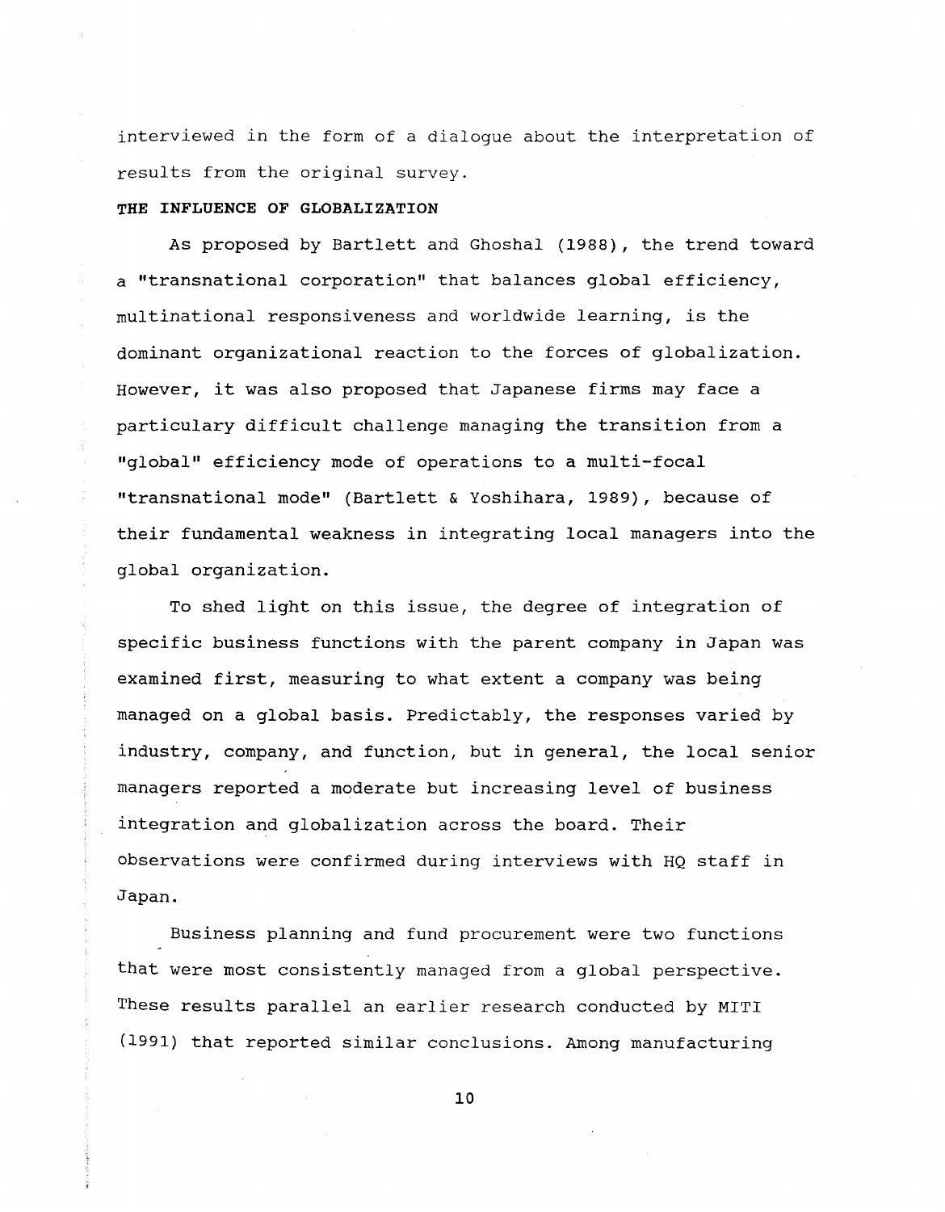interviewed in the form of a dialogue about the interpretation of results from the original survey.

**THE INFLUENCE OF GLOBALIZATION**

As proposed by Bartlett and Ghoshal (1988), the trend toward a "transnational corporation" that balances global efficiency, multinational responsiveness and worldwide learning, is the dominant organizational reaction to the forces of globalization. However, it was also proposed that Japanese firms may face a particulary difficult challenge managing the transition from a "global" efficiency mode of operations to a multi-focal "transnational mode" (Bartlett & Yoshihara, 1989), because of their fundamental weakness in integrating local managers into the global organization.

To shed light on this issue, the degree of integration of specific business functions with the parent company in Japan was examined first, measuring to what extent a company was being managed on a global basis. Predictably, the responses varied by industry, company, and function, but in general, the local senior managers reported a moderate but increasing level of business integration and globalization across the board. Their observations were confirmed during interviews with HQ staff in Japan.

Business planning and fund procurement were two functions that were most consistently managed from a global perspective. These results parallel an earlier research conducted by MITI (1991) that reported similar conclusions. Among manufacturing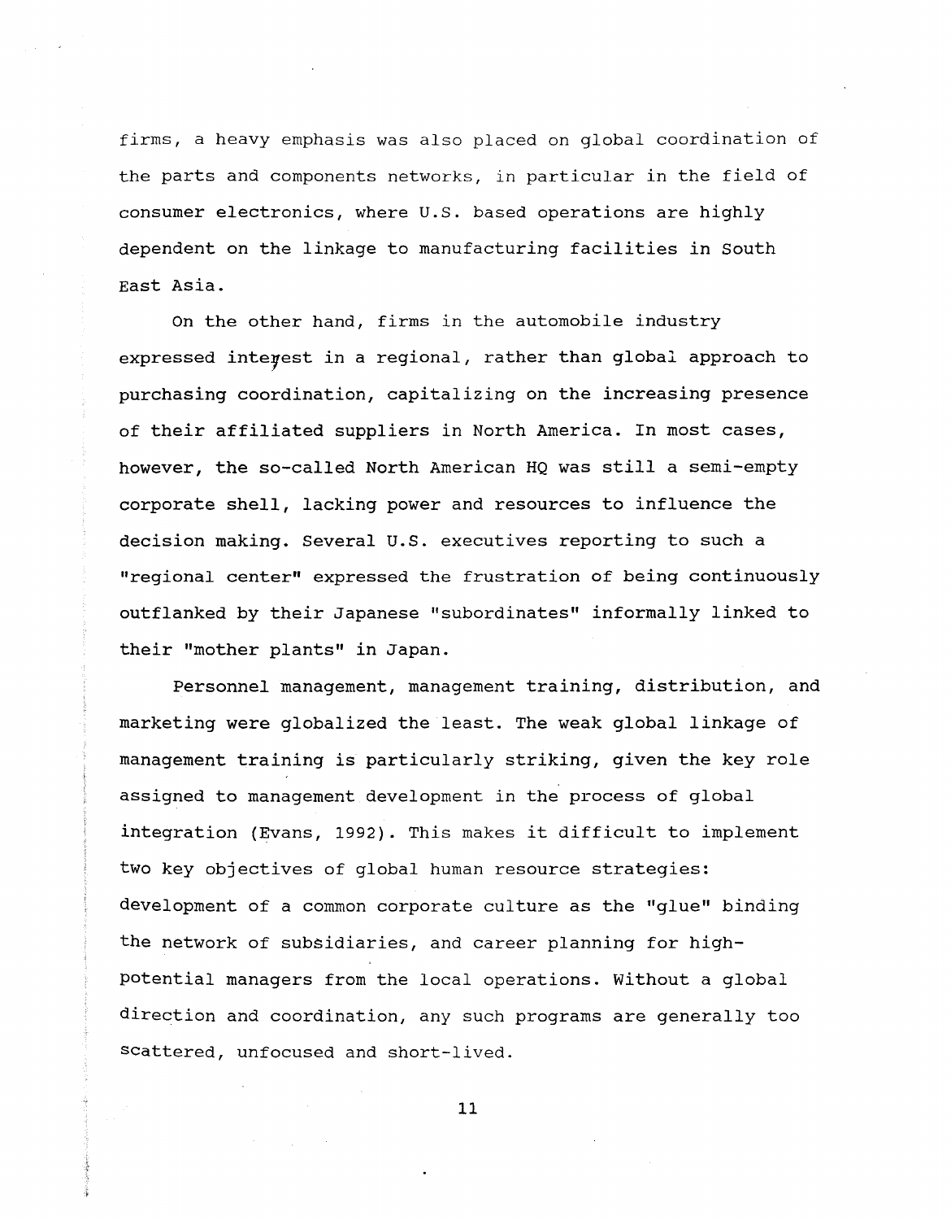firms, a heavy emphasis was also placed on global coordination of the parts and components networks, in particular in the field of consumer electronics, where U.S. based operations are highly dependent on the linkage to manufacturing facilities in South East Asia.

On the other hand, firms in the automobile industry expressed interest in a regional, rather than global approach to purchasing coordination, capitalizing on the increasing presence of their affiliated suppliers in North America. In most cases, however, the so-called North American HQ was still a semi-empty corporate shell, lacking power and resources to influence the decision making. Several U.S. executives reporting to such a "regional center" expressed the frustration of being continuously outflanked by their Japanese "subordinates" informally linked to their "mother plants" in Japan.

Personnel management, management training, distribution, and marketing were globalized the least. The weak global linkage of management training is particularly striking, given the key role assigned to management development in the process of global integration (Evans, 1992). This makes it difficult to implement two key objectives of global human resource strategies: development of a common corporate culture as the "glue" binding the network of subsidiaries, and career planning for high-potential managers from the local operations. Without a global direction and coordination, any such programs are generally too scattered, unfocused and short-lived.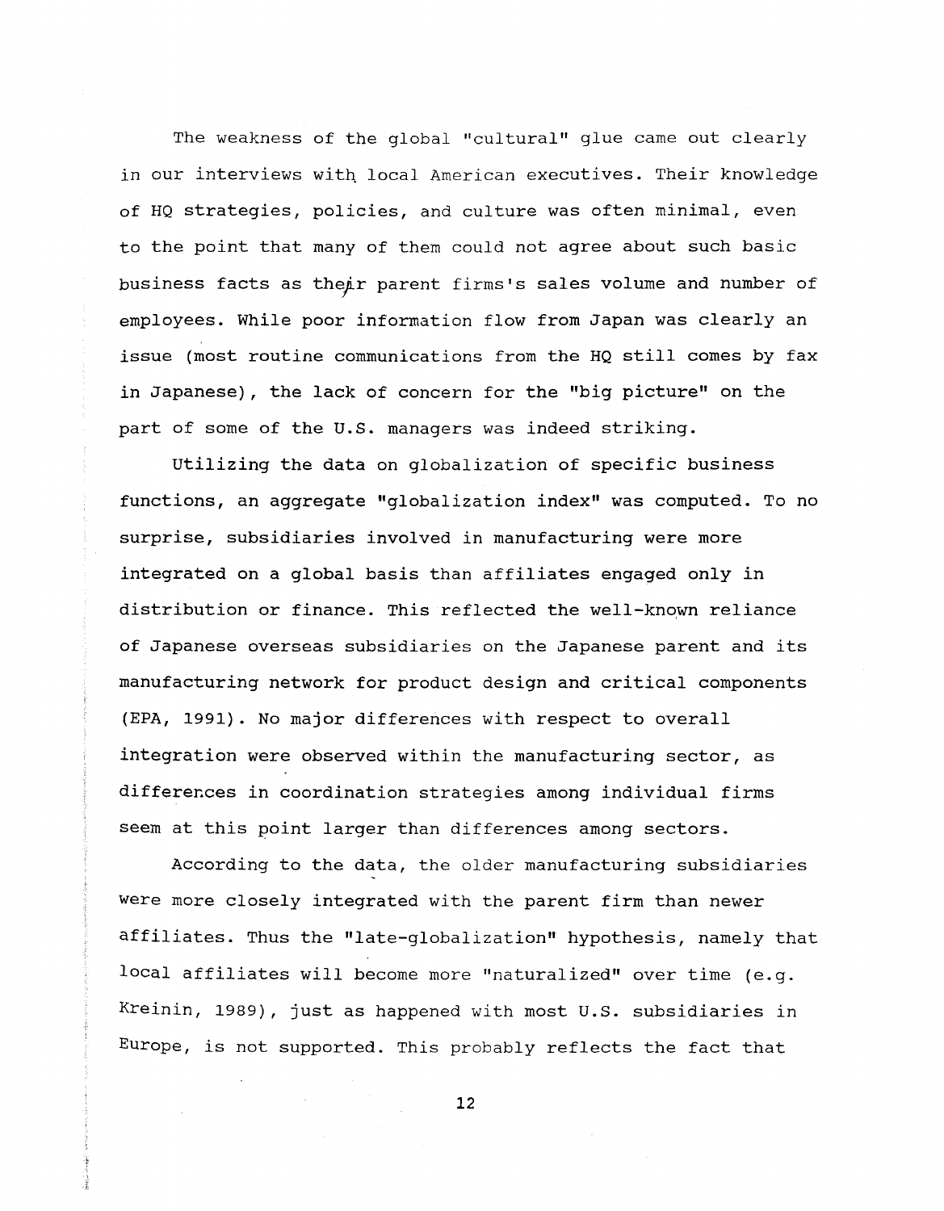The weakness of the global "cultural" glue came out clearly in our interviews with local American executives. Their knowledge of HQ strategies, policies, and culture was often minimal, even to the point that many of them could not agree about such basic business facts as their parent firms's sales volume and number of employees. While poor information flow from Japan was clearly an issue (most routine communications from the HQ still comes by fax in Japanese), the lack of concern for the "big picture" on the part of some of the U.S. managers was indeed striking.

Utilizing the data on globalization of specific business functions, an aggregate "globalization index" was computed. To no surprise, subsidiaries involved in manufacturing were more integrated on a global basis than affiliates engaged only in distribution or finance. This reflected the well-known reliance of Japanese overseas subsidiaries on the Japanese parent and its manufacturing network for product design and critical components (EPA, 1991). No major differences with respect to overall integration were observed within the manufacturing sector, as differences in coordination strategies among individual firms seem at this point larger than differences among sectors.

According to the data, the older manufacturing subsidiaries were more closely integrated with the parent firm than newer affiliates. Thus the "late-globalization" hypothesis, namely that local affiliates will become more "naturalized" over time (e.g. Kreinin, 1989), just as happened with most U.S. subsidiaries in Europe, is not supported. This probably reflects the fact that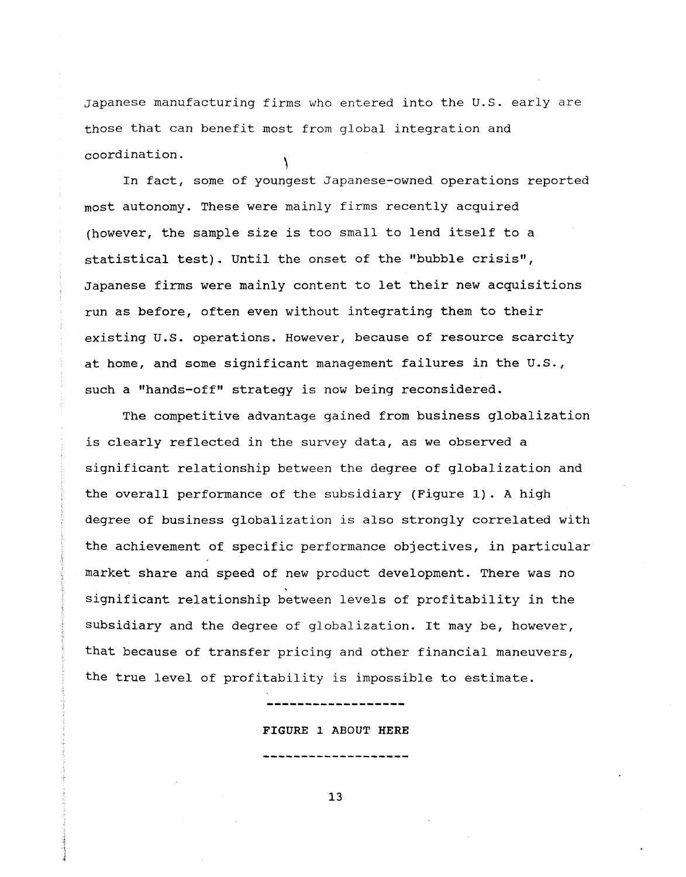Japanese manufacturing firms who entered into the U.S. early are those that can benefit most from global integration and coordination.

In fact, some of youngest Japanese-owned operations reported most autonomy. These were mainly firms recently acquired (however, the sample size is too small to lend itself to a statistical test). Until the onset of the "bubble crisis", Japanese firms were mainly content to let their new acquisitions run as before, often even without integrating them to their existing U.S. operations. However, because of resource scarcity at home, and some significant management failures in the U.S., such a "hands-off" strategy is now being reconsidered.

The competitive advantage gained from business globalization is clearly reflected in the survey data, as we observed a significant relationship between the degree of globalization and the overall performance of the subsidiary (Figure 1). A high degree of business globalization is also strongly correlated with the achievement of specific performance objectives, in particular market share and speed of new product development. There was no significant relationship between levels of profitability in the subsidiary and the degree of globalization. It may be, however, that because of transfer pricing and other financial maneuvers, the true level of profitability is impossible to estimate.

------------------

**FIGURE 1 ABOUT HERE**

-------------------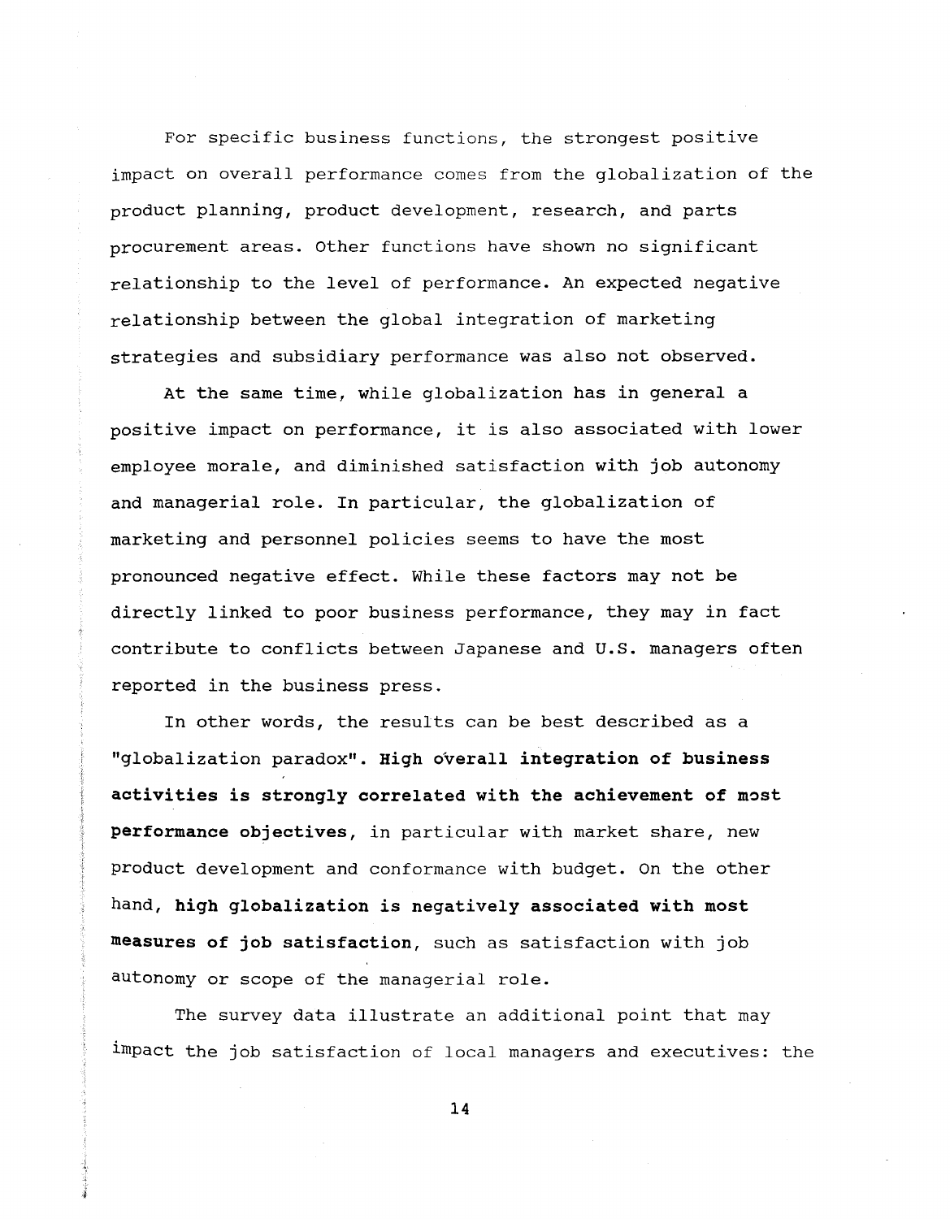For specific business functions, the strongest positive impact on overall performance comes from the globalization of the product planning, product development, research, and parts procurement areas. Other functions have shown no significant relationship to the level of performance. An expected negative relationship between the global integration of marketing strategies and subsidiary performance was also not observed.

At the same time, while globalization has in general a positive impact on performance, it is also associated with lower employee morale, and diminished satisfaction with job autonomy and managerial role. In particular, the globalization of marketing and personnel policies seems to have the most pronounced negative effect. While these factors may not be directly linked to poor business performance, they may in fact contribute to conflicts between Japanese and U.S. managers often reported in the business press.

In other words, the results can be best described as a "globalization paradox". **High overall integration of business activities is strongly correlated with the achievement of most performance objectives**, in particular with market share, new product development and conformance with budget. On the other hand, **high globalization is negatively associated with most measures of job satisfaction**, such as satisfaction with job autonomy or scope of the managerial role.

The survey data illustrate an additional point that may impact the job satisfaction of local managers and executives: the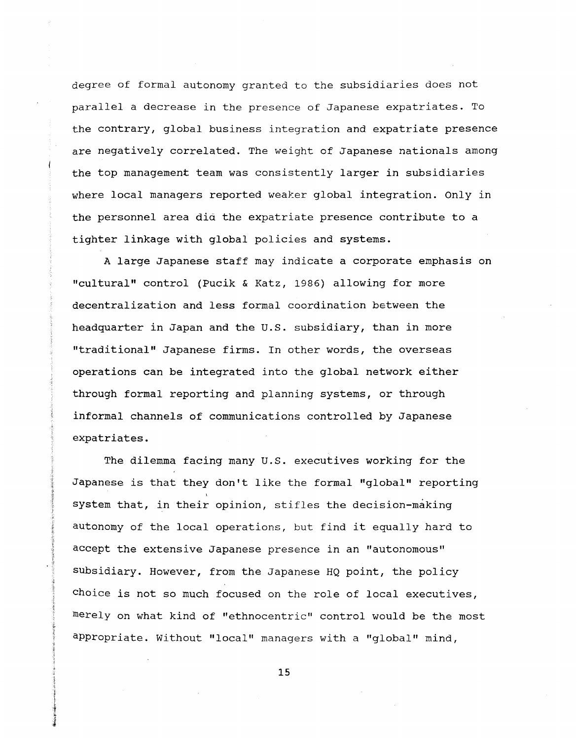degree of formal autonomy granted to the subsidiaries does not parallel a decrease in the presence of Japanese expatriates. To the contrary, global business integration and expatriate presence are negatively correlated. The weight of Japanese nationals among the top management team was consistently larger in subsidiaries where local managers reported weaker global integration. Only in the personnel area did the expatriate presence contribute to a tighter linkage with global policies and systems.

A large Japanese staff may indicate a corporate emphasis on "cultural" control (Pucik & Katz, 1986) allowing for more decentralization and less formal coordination between the headquarter in Japan and the U.S. subsidiary, than in more "traditional" Japanese firms. In other words, the overseas operations can be integrated into the global network either through formal reporting and planning systems, or through informal channels of communications controlled by Japanese expatriates.

The dilemma facing many U.S. executives working for the Japanese is that they don't like the formal "global" reporting system that, in their opinion, stifles the decision-making autonomy of the local operations, but find it equally hard to accept the extensive Japanese presence in an "autonomous" subsidiary. However, from the Japanese HQ point, the policy choice is not so much focused on the role of local executives, merely on what kind of "ethnocentric" control would be the most appropriate. Without "local" managers with a "global" mind,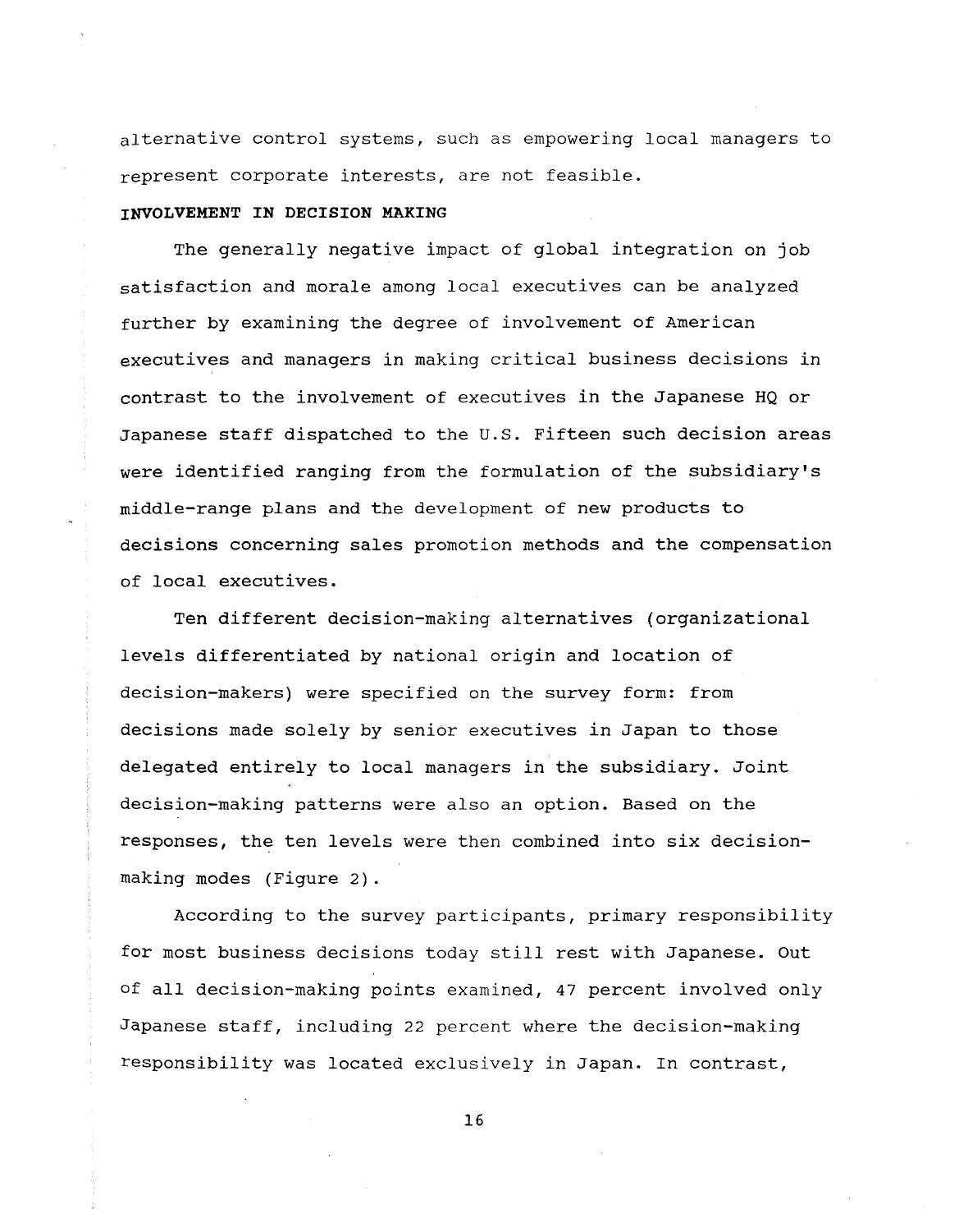alternative control systems, such as empowering local managers to represent corporate interests, are not feasible.

**INVOLVEMENT IN DECISION MAKING**

The generally negative impact of global integration on job satisfaction and morale among local executives can be analyzed further by examining the degree of involvement of American executives and managers in making critical business decisions in contrast to the involvement of executives in the Japanese HQ or Japanese staff dispatched to the U.S. Fifteen such decision areas were identified ranging from the formulation of the subsidiary's middle-range plans and the development of new products to decisions concerning sales promotion methods and the compensation of local executives.

Ten different decision-making alternatives (organizational levels differentiated by national origin and location of decision-makers) were specified on the survey form: from decisions made solely by senior executives in Japan to those delegated entirely to local managers in the subsidiary. Joint decision-making patterns were also an option. Based on the responses, the ten levels were then combined into six decision-making modes (Figure 2).

According to the survey participants, primary responsibility for most business decisions today still rest with Japanese. Out of all decision-making points examined, 47 percent involved only Japanese staff, including 22 percent where the decision-making responsibility was located exclusively in Japan. In contrast,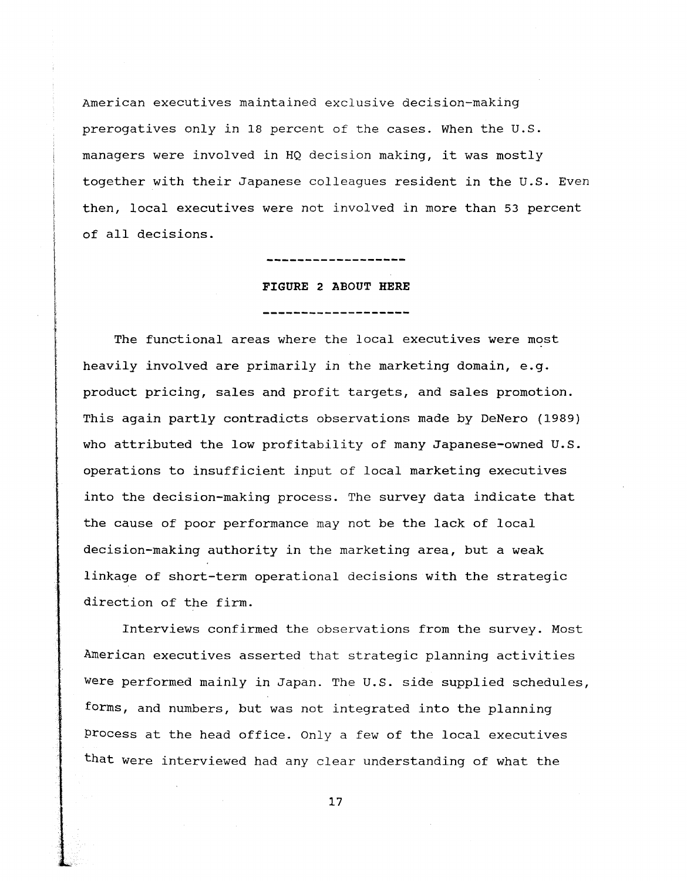American executives maintained exclusive decision-making prerogatives only in 18 percent of the cases. When the U.S. managers were involved in HQ decision making, it was mostly together with their Japanese colleagues resident in the U.S. Even then, local executives were not involved in more than 53 percent of all decisions.

---

**FIGURE 2 ABOUT HERE**

---

The functional areas where the local executives were most heavily involved are primarily in the marketing domain, e.g. product pricing, sales and profit targets, and sales promotion. This again partly contradicts observations made by DeNero (1989) who attributed the low profitability of many Japanese-owned U.S. operations to insufficient input of local marketing executives into the decision-making process. The survey data indicate that the cause of poor performance may not be the lack of local decision-making authority in the marketing area, but a weak linkage of short-term operational decisions with the strategic direction of the firm.

Interviews confirmed the observations from the survey. Most American executives asserted that strategic planning activities were performed mainly in Japan. The U.S. side supplied schedules, forms, and numbers, but was not integrated into the planning process at the head office. Only a few of the local executives that were interviewed had any clear understanding of what the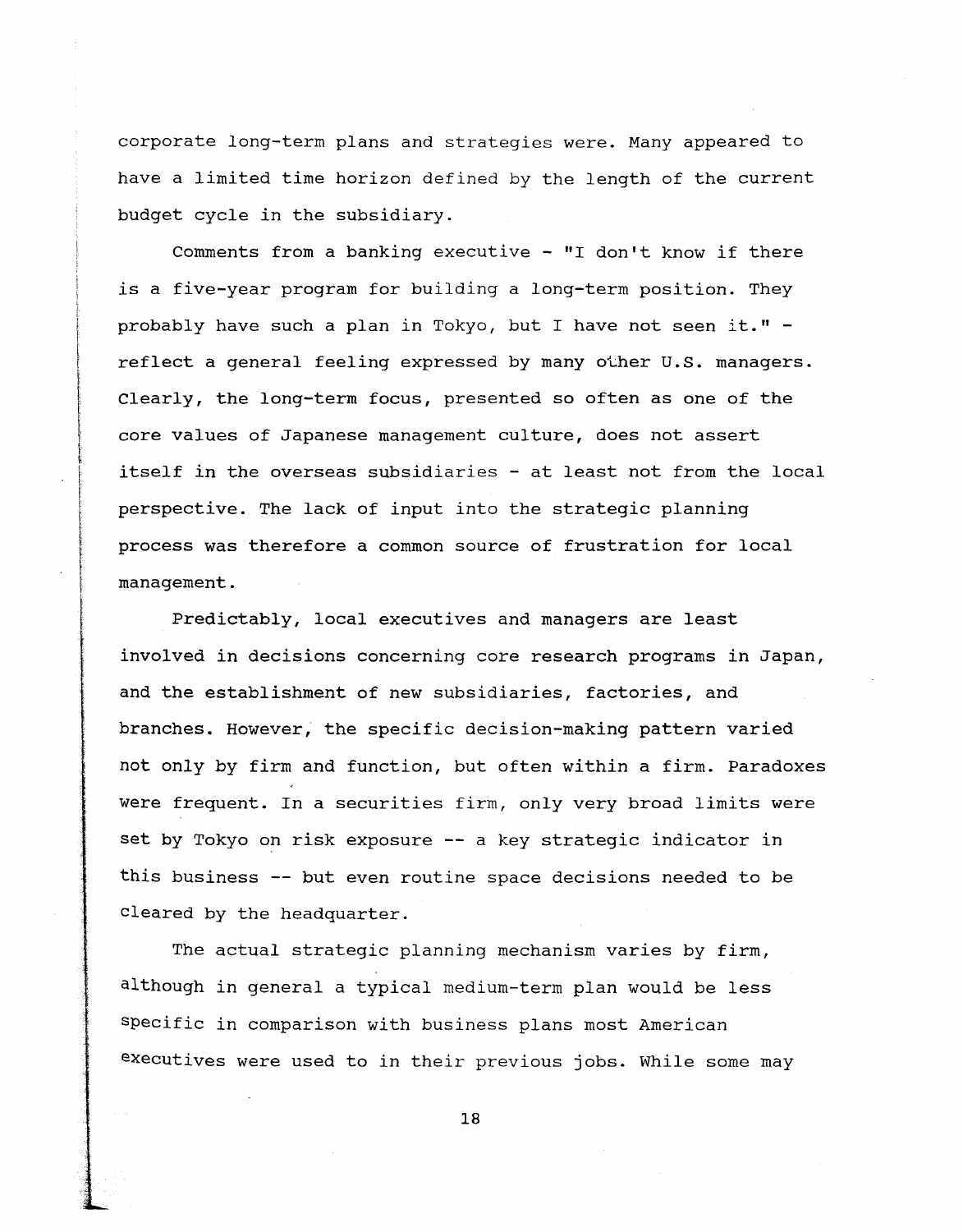corporate long-term plans and strategies were. Many appeared to have a limited time horizon defined by the length of the current budget cycle in the subsidiary.

Comments from a banking executive - "I don't know if there is a five-year program for building a long-term position. They probably have such a plan in Tokyo, but I have not seen it." - reflect a general feeling expressed by many other U.S. managers. Clearly, the long-term focus, presented so often as one of the core values of Japanese management culture, does not assert itself in the overseas subsidiaries - at least not from the local perspective. The lack of input into the strategic planning process was therefore a common source of frustration for local management.

Predictably, local executives and managers are least involved in decisions concerning core research programs in Japan, and the establishment of new subsidiaries, factories, and branches. However, the specific decision-making pattern varied not only by firm and function, but often within a firm. Paradoxes were frequent. In a securities firm, only very broad limits were set by Tokyo on risk exposure -- a key strategic indicator in this business -- but even routine space decisions needed to be cleared by the headquarter.

The actual strategic planning mechanism varies by firm, although in general a typical medium-term plan would be less specific in comparison with business plans most American executives were used to in their previous jobs. While some may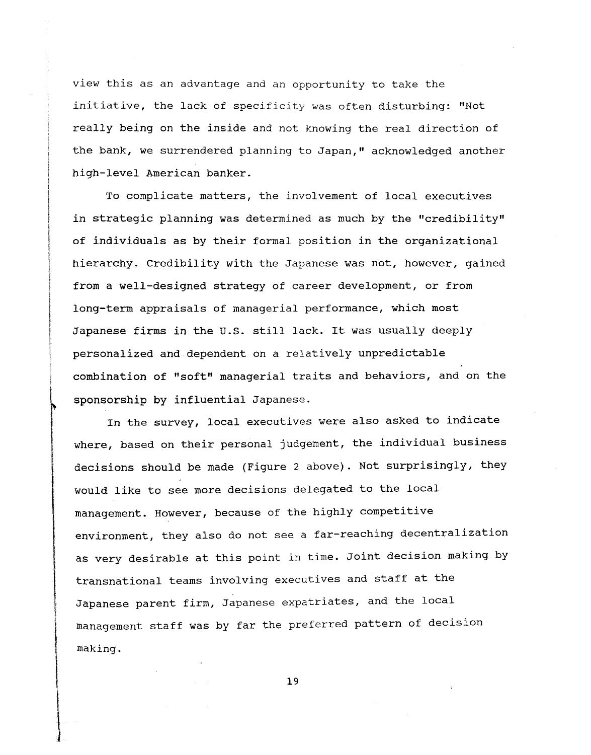view this as an advantage and an opportunity to take the initiative, the lack of specificity was often disturbing: "Not really being on the inside and not knowing the real direction of the bank, we surrendered planning to Japan," acknowledged another high-level American banker.

To complicate matters, the involvement of local executives in strategic planning was determined as much by the "credibility" of individuals as by their formal position in the organizational hierarchy. Credibility with the Japanese was not, however, gained from a well-designed strategy of career development, or from long-term appraisals of managerial performance, which most Japanese firms in the U.S. still lack. It was usually deeply personalized and dependent on a relatively unpredictable combination of "soft" managerial traits and behaviors, and on the sponsorship by influential Japanese.

In the survey, local executives were also asked to indicate where, based on their personal judgement, the individual business decisions should be made (Figure 2 above). Not surprisingly, they would like to see more decisions delegated to the local management. However, because of the highly competitive environment, they also do not see a far-reaching decentralization as very desirable at this point in time. Joint decision making by transnational teams involving executives and staff at the Japanese parent firm, Japanese expatriates, and the local management staff was by far the preferred pattern of decision making.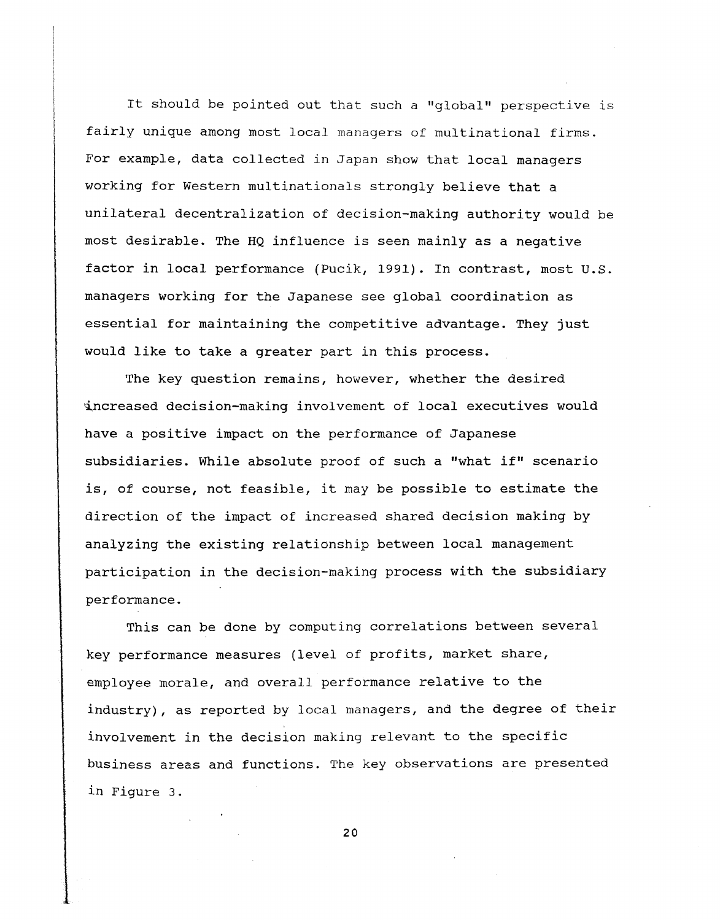It should be pointed out that such a "global" perspective is fairly unique among most local managers of multinational firms. For example, data collected in Japan show that local managers working for Western multinationals strongly believe that a unilateral decentralization of decision-making authority would be most desirable. The HQ influence is seen mainly as a negative factor in local performance (Pucik, 1991). In contrast, most U.S. managers working for the Japanese see global coordination as essential for maintaining the competitive advantage. They just would like to take a greater part in this process.

The key question remains, however, whether the desired increased decision-making involvement of local executives would have a positive impact on the performance of Japanese subsidiaries. While absolute proof of such a "what if" scenario is, of course, not feasible, it may be possible to estimate the direction of the impact of increased shared decision making by analyzing the existing relationship between local management participation in the decision-making process with the subsidiary performance.

This can be done by computing correlations between several key performance measures (level of profits, market share, employee morale, and overall performance relative to the industry), as reported by local managers, and the degree of their involvement in the decision making relevant to the specific business areas and functions. The key observations are presented in Figure 3.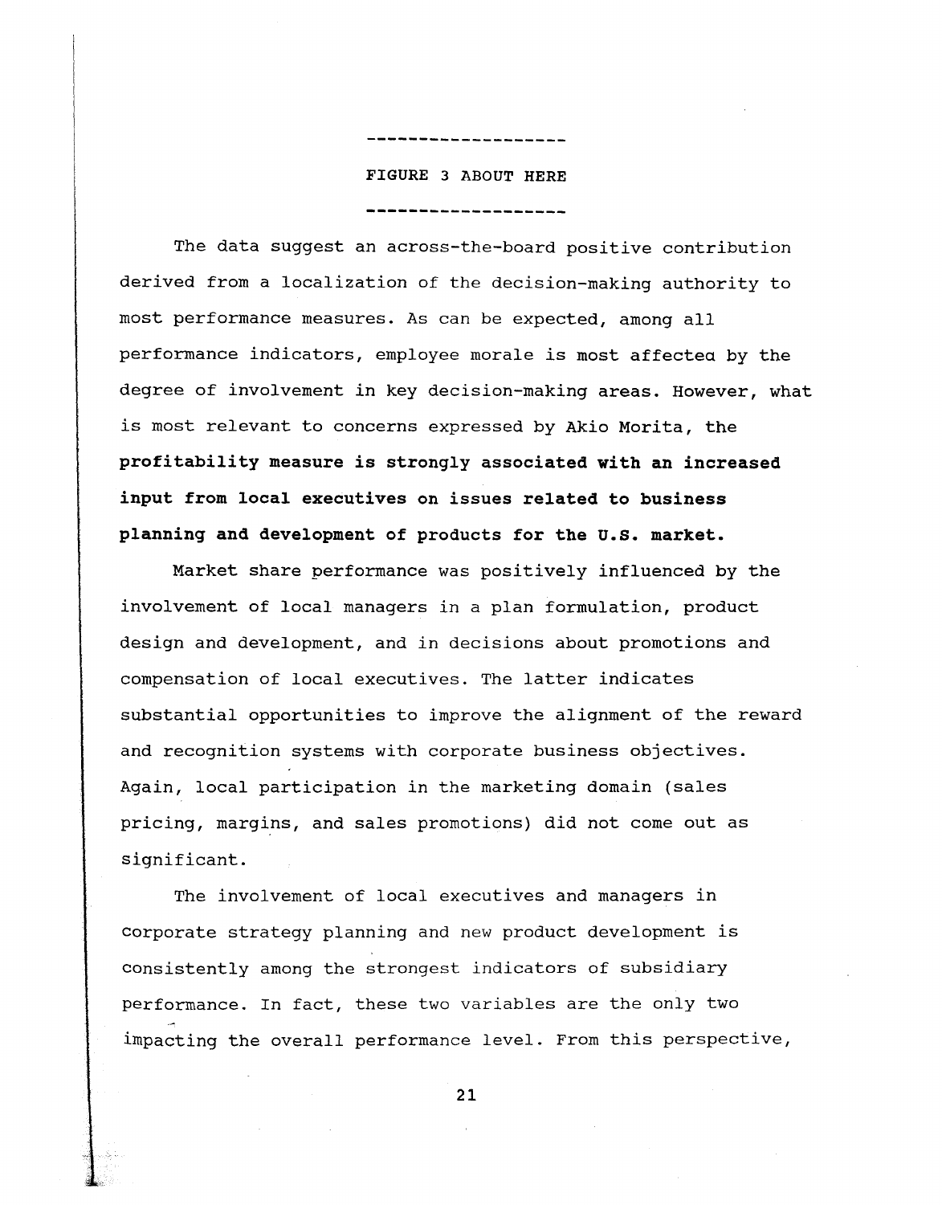-------------------

FIGURE 3 ABOUT HERE

-------------------

The data suggest an across-the-board positive contribution derived from a localization of the decision-making authority to most performance measures. As can be expected, among all performance indicators, employee morale is most affectea by the degree of involvement in key decision-making areas. However, what is most relevant to concerns expressed by Akio Morita, the **profitability measure is strongly associated with an increased input from local executives on issues related to business planning and development of products for the U.S. market.**

Market share performance was positively influenced by the involvement of local managers in a plan formulation, product design and development, and in decisions about promotions and compensation of local executives. The latter indicates substantial opportunities to improve the alignment of the reward and recognition systems with corporate business objectives. Again, local participation in the marketing domain (sales pricing, margins, and sales promotions) did not come out as significant.

The involvement of local executives and managers in corporate strategy planning and new product development is consistently among the strongest indicators of subsidiary performance. In fact, these two variables are the only two impacting the overall performance level. From this perspective,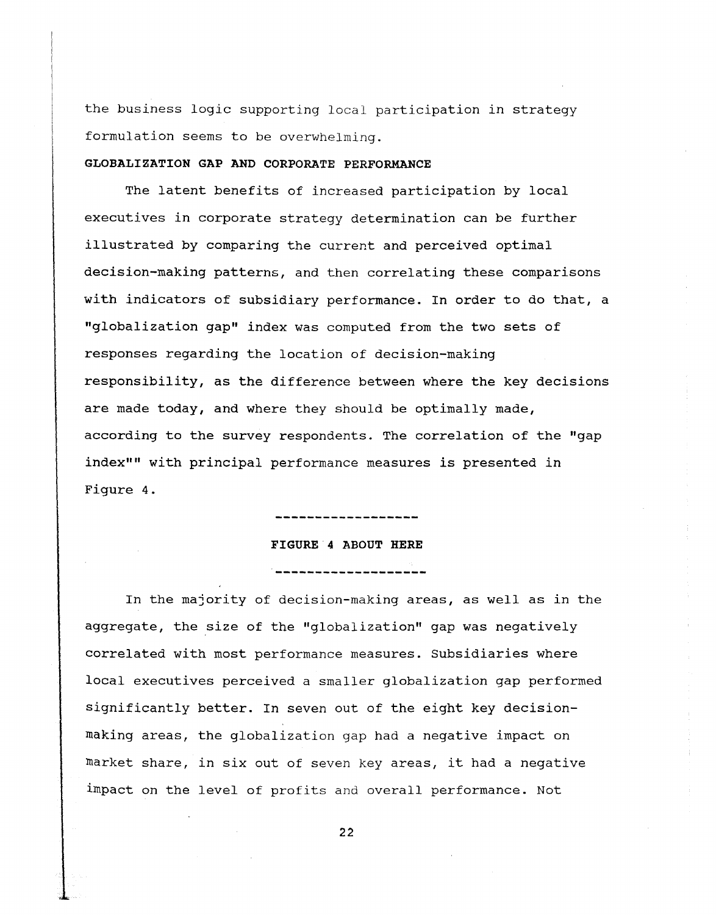the business logic supporting local participation in strategy formulation seems to be overwhelming.

## GLOBALIZATION GAP AND CORPORATE PERFORMANCE

The latent benefits of increased participation by local executives in corporate strategy determination can be further illustrated by comparing the current and perceived optimal decision-making patterns, and then correlating these comparisons with indicators of subsidiary performance. In order to do that, a "globalization gap" index was computed from the two sets of responses regarding the location of decision-making responsibility, as the difference between where the key decisions are made today, and where they should be optimally made, according to the survey respondents. The correlation of the "gap index"" with principal performance measures is presented in Figure 4.

------------------

**FIGURE 4 ABOUT HERE**

-------------------

In the majority of decision-making areas, as well as in the aggregate, the size of the "globalization" gap was negatively correlated with most performance measures. Subsidiaries where local executives perceived a smaller globalization gap performed significantly better. In seven out of the eight key decision-making areas, the globalization gap had a negative impact on market share, in six out of seven key areas, it had a negative impact on the level of profits and overall performance. Not